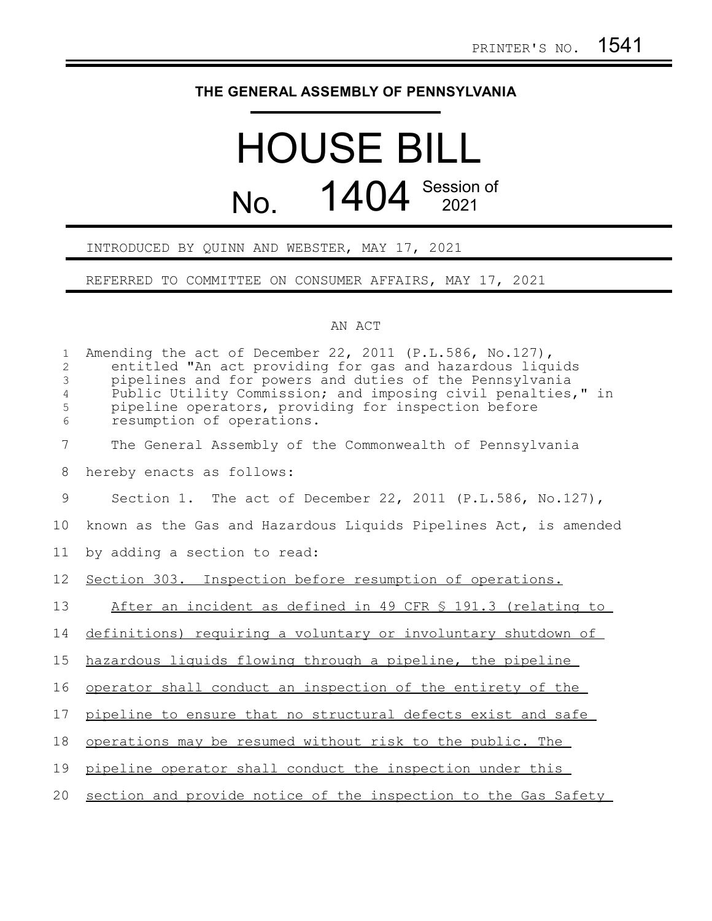PRINTER'S NO. 1541

# THE GENERAL ASSEMBLY OF PENNSYLVANIA

# HOUSE BILL

## No. 1404 Session of 2021

INTRODUCED BY QUINN AND WEBSTER, MAY 17, 2021

REFERRED TO COMMITTEE ON CONSUMER AFFAIRS, MAY 17, 2021

AN ACT

Amending the act of December 22, 2011 (P.L.586, No.127), entitled "An act providing for gas and hazardous liquids pipelines and for powers and duties of the Pennsylvania Public Utility Commission; and imposing civil penalties," in pipeline operators, providing for inspection before resumption of operations.

The General Assembly of the Commonwealth of Pennsylvania hereby enacts as follows:

Section 1. The act of December 22, 2011 (P.L.586, No.127), known as the Gas and Hazardous Liquids Pipelines Act, is amended by adding a section to read:

Section 303. Inspection before resumption of operations.

After an incident as defined in 49 CFR § 191.3 (relating to definitions) requiring a voluntary or involuntary shutdown of hazardous liquids flowing through a pipeline, the pipeline operator shall conduct an inspection of the entirety of the pipeline to ensure that no structural defects exist and safe operations may be resumed without risk to the public. The pipeline operator shall conduct the inspection under this section and provide notice of the inspection to the Gas Safety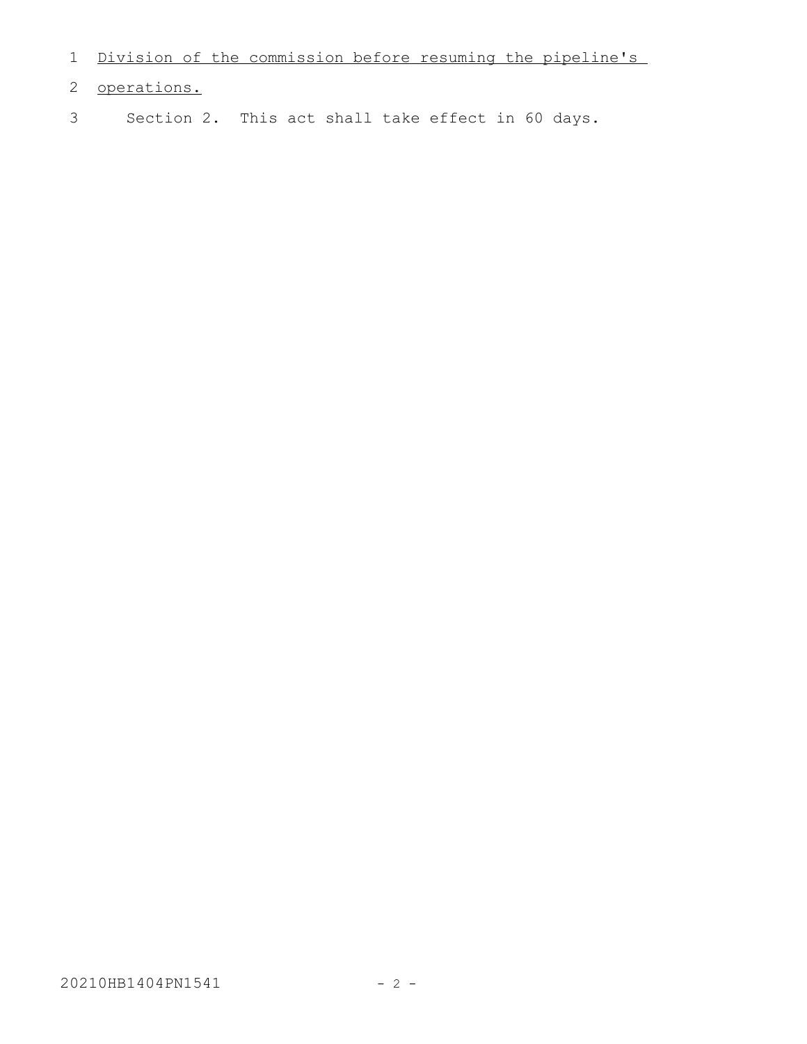Division of the commission before resuming the pipeline's operations.

Section 2. This act shall take effect in 60 days.